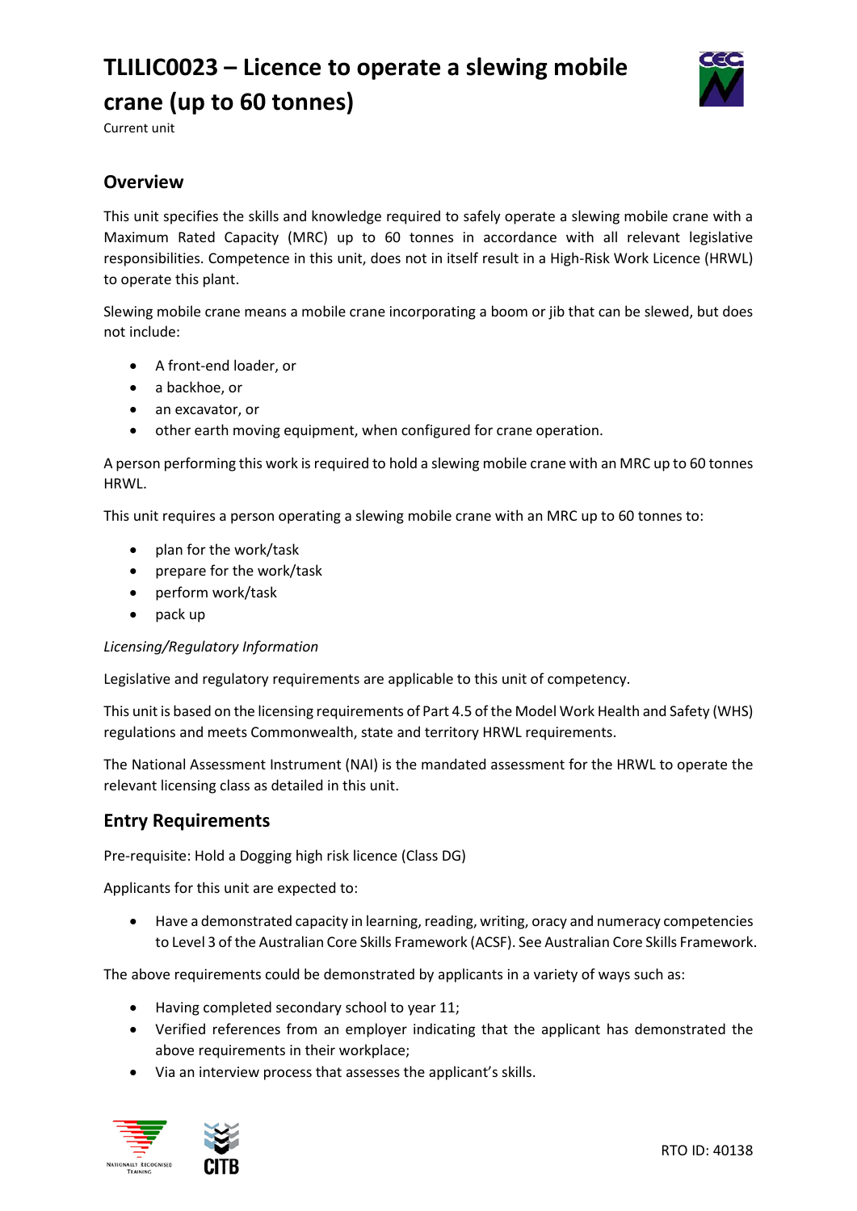# TLILIC0023 – Licence to operate a slewing mobile crane (up to 60 tonnes)

Current unit

## Overview

This unit specifies the skills and knowledge required to safely operate a slewing mobile crane with a Maximum Rated Capacity (MRC) up to 60 tonnes in accordance with all relevant legislative responsibilities. Competence in this unit, does not in itself result in a High-Risk Work Licence (HRWL) to operate this plant.

Slewing mobile crane means a mobile crane incorporating a boom or jib that can be slewed, but does not include:

- A front-end loader, or
- a backhoe, or
- an excavator, or
- other earth moving equipment, when configured for crane operation.

A person performing this work is required to hold a slewing mobile crane with an MRC up to 60 tonnes HRWL.

This unit requires a person operating a slewing mobile crane with an MRC up to 60 tonnes to:

- plan for the work/task
- prepare for the work/task
- perform work/task
- pack up

*Licensing/Regulatory Information*

Legislative and regulatory requirements are applicable to this unit of competency.

This unit is based on the licensing requirements of Part 4.5 of the Model Work Health and Safety (WHS) regulations and meets Commonwealth, state and territory HRWL requirements.

The National Assessment Instrument (NAI) is the mandated assessment for the HRWL to operate the relevant licensing class as detailed in this unit.

## Entry Requirements

Pre-requisite: Hold a Dogging high risk licence (Class DG)

Applicants for this unit are expected to:

- Have a demonstrated capacity in learning, reading, writing, oracy and numeracy competencies to Level 3 of the Australian Core Skills Framework (ACSF). See Australian Core Skills Framework.

The above requirements could be demonstrated by applicants in a variety of ways such as:

- Having completed secondary school to year 11;
- Verified references from an employer indicating that the applicant has demonstrated the above requirements in their workplace;
- Via an interview process that assesses the applicant's skills.

RTO ID: 40138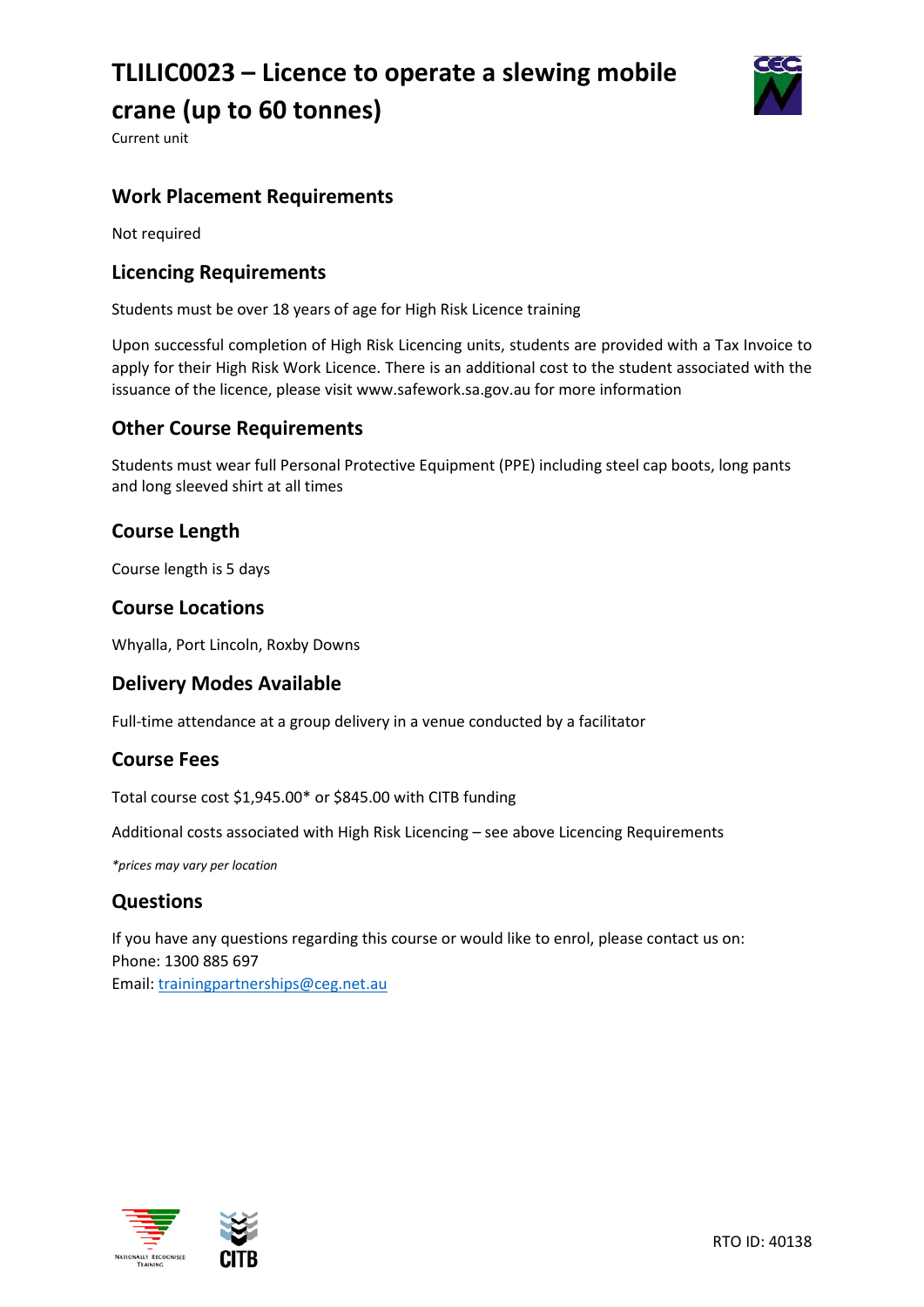# TLILIC0023 – Licence to operate a slewing mobile crane (up to 60 tonnes)

Current unit

## Work Placement Requirements

Not required

## Licencing Requirements

Students must be over 18 years of age for High Risk Licence training

Upon successful completion of High Risk Licencing units, students are provided with a Tax Invoice to apply for their High Risk Work Licence. There is an additional cost to the student associated with the issuance of the licence, please visit www.safework.sa.gov.au for more information

## Other Course Requirements

Students must wear full Personal Protective Equipment (PPE) including steel cap boots, long pants and long sleeved shirt at all times

## Course Length

Course length is 5 days

## Course Locations

Whyalla, Port Lincoln, Roxby Downs

## Delivery Modes Available

Full-time attendance at a group delivery in a venue conducted by a facilitator

## Course Fees

Total course cost $1,945.00* or $845.00 with CITB funding

Additional costs associated with High Risk Licencing – see above Licencing Requirements

*\*prices may vary per location*

## Questions

If you have any questions regarding this course or would like to enrol, please contact us on:
Phone: 1300 885 697
Email: trainingpartnerships@ceg.net.au

RTO ID: 40138